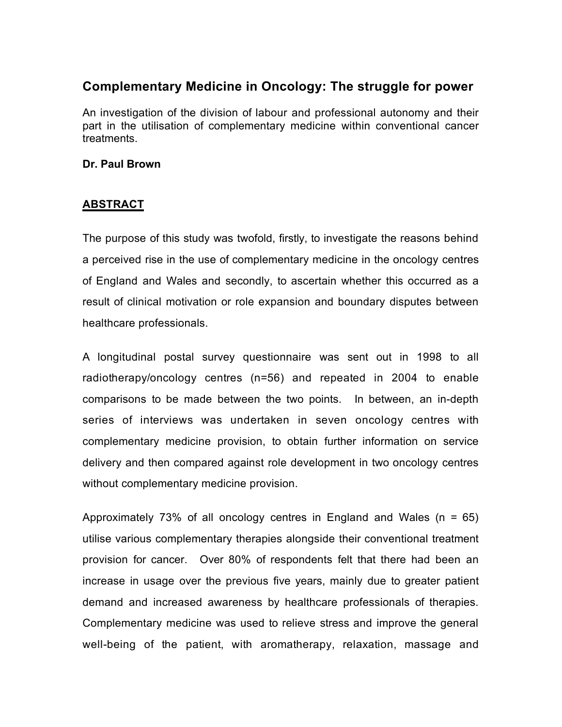# Complementary Medicine in Oncology: The struggle for power

An investigation of the division of labour and professional autonomy and their part in the utilisation of complementary medicine within conventional cancer treatments.

**Dr. Paul Brown**

## ABSTRACT

The purpose of this study was twofold, firstly, to investigate the reasons behind a perceived rise in the use of complementary medicine in the oncology centres of England and Wales and secondly, to ascertain whether this occurred as a result of clinical motivation or role expansion and boundary disputes between healthcare professionals.

A longitudinal postal survey questionnaire was sent out in 1998 to all radiotherapy/oncology centres (n=56) and repeated in 2004 to enable comparisons to be made between the two points. In between, an in-depth series of interviews was undertaken in seven oncology centres with complementary medicine provision, to obtain further information on service delivery and then compared against role development in two oncology centres without complementary medicine provision.

Approximately 73% of all oncology centres in England and Wales (n = 65) utilise various complementary therapies alongside their conventional treatment provision for cancer. Over 80% of respondents felt that there had been an increase in usage over the previous five years, mainly due to greater patient demand and increased awareness by healthcare professionals of therapies. Complementary medicine was used to relieve stress and improve the general well-being of the patient, with aromatherapy, relaxation, massage and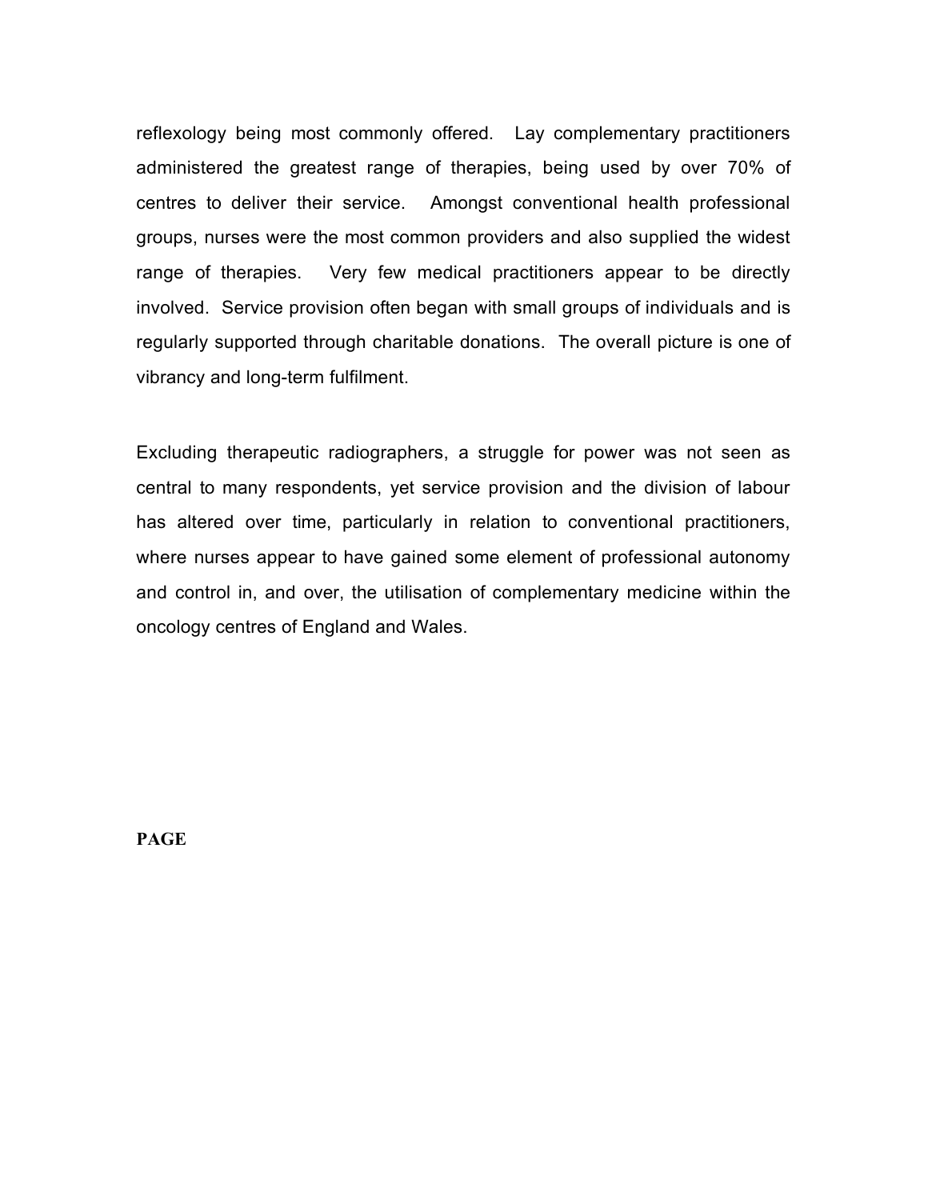reflexology being most commonly offered. Lay complementary practitioners administered the greatest range of therapies, being used by over 70% of centres to deliver their service. Amongst conventional health professional groups, nurses were the most common providers and also supplied the widest range of therapies. Very few medical practitioners appear to be directly involved. Service provision often began with small groups of individuals and is regularly supported through charitable donations. The overall picture is one of vibrancy and long-term fulfilment.

Excluding therapeutic radiographers, a struggle for power was not seen as central to many respondents, yet service provision and the division of labour has altered over time, particularly in relation to conventional practitioners, where nurses appear to have gained some element of professional autonomy and control in, and over, the utilisation of complementary medicine within the oncology centres of England and Wales.